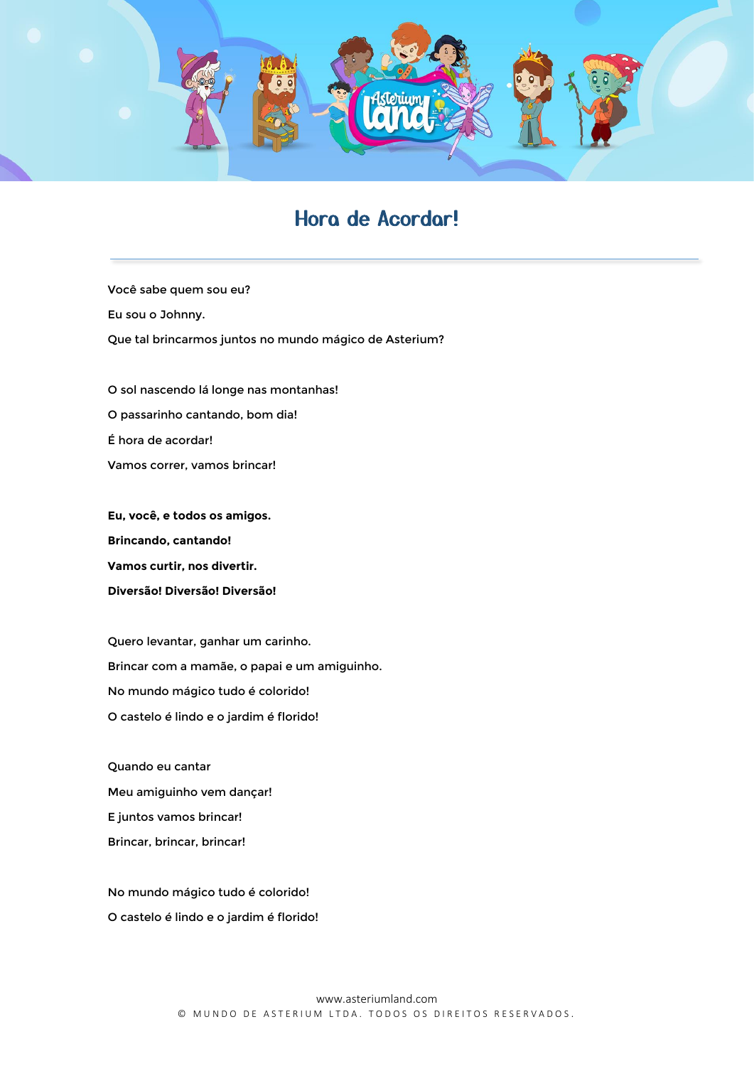# Hora de Acordar!

Você sabe quem sou eu?

Eu sou o Johnny.

Que tal brincarmos juntos no mundo mágico de Asterium?

O sol nascendo lá longe nas montanhas!

O passarinho cantando, bom dia!

É hora de acordar!

Vamos correr, vamos brincar!

**Eu, você, e todos os amigos.**

**Brincando, cantando!**

**Vamos curtir, nos divertir.**

**Diversão! Diversão! Diversão!**

Quero levantar, ganhar um carinho.

Brincar com a mamãe, o papai e um amiguinho.

No mundo mágico tudo é colorido!

O castelo é lindo e o jardim é florido!

Quando eu cantar

Meu amiguinho vem dançar!

E juntos vamos brincar!

Brincar, brincar, brincar!

No mundo mágico tudo é colorido!

O castelo é lindo e o jardim é florido!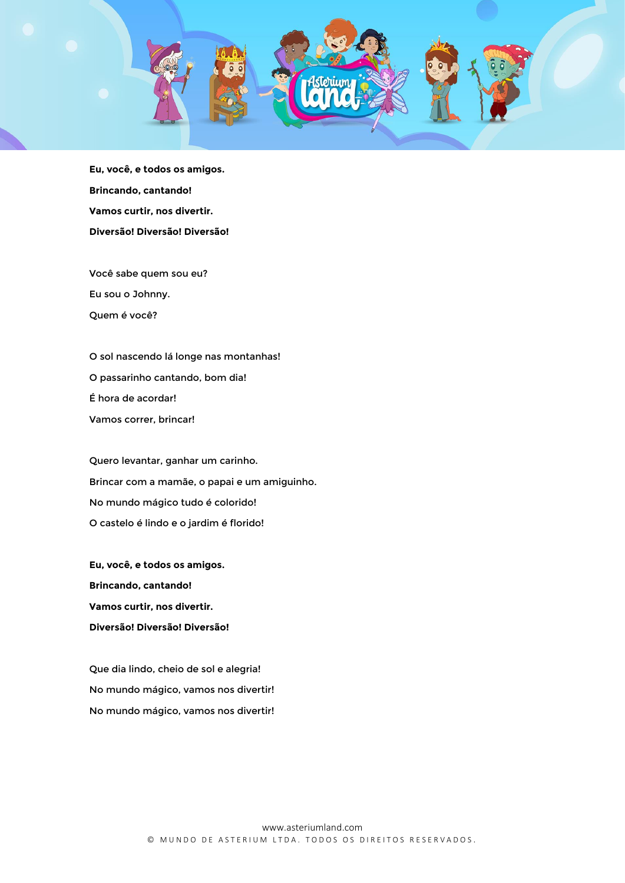**Eu, você, e todos os amigos.**

**Brincando, cantando!**

**Vamos curtir, nos divertir.**

**Diversão! Diversão! Diversão!**

Você sabe quem sou eu?

Eu sou o Johnny.

Quem é você?

O sol nascendo lá longe nas montanhas!

O passarinho cantando, bom dia!

É hora de acordar!

Vamos correr, brincar!

Quero levantar, ganhar um carinho.

Brincar com a mamãe, o papai e um amiguinho.

No mundo mágico tudo é colorido!

O castelo é lindo e o jardim é florido!

**Eu, você, e todos os amigos.**

**Brincando, cantando!**

**Vamos curtir, nos divertir.**

**Diversão! Diversão! Diversão!**

Que dia lindo, cheio de sol e alegria!

No mundo mágico, vamos nos divertir!

No mundo mágico, vamos nos divertir!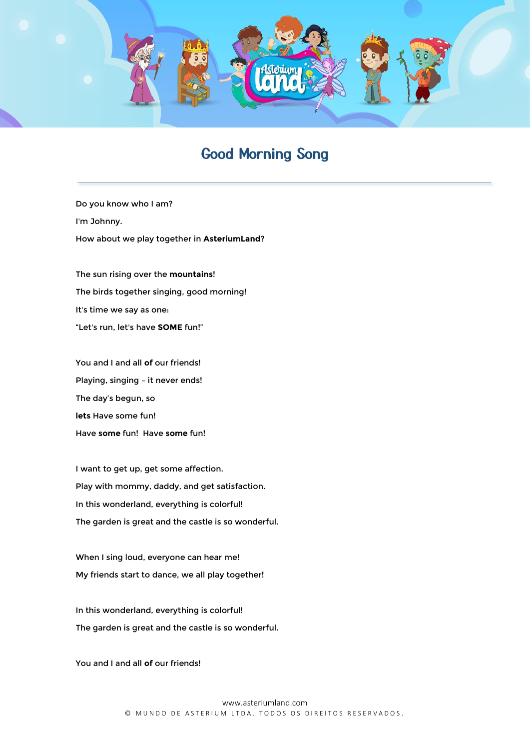# Good Morning Song

Do you know who I am?

I'm Johnny.

How about we play together in **AsteriumLand**?

The sun rising over the **mountains**!

The birds together singing, good morning!

It's time we say as one:

“Let's run, let's have **SOME** fun!”

You and I and all **of** our friends!

Playing, singing – it never ends!

The day's begun, so

**lets** Have some fun!

Have **some** fun!  Have **some** fun!

I want to get up, get some affection.

Play with mommy, daddy, and get satisfaction.

In this wonderland, everything is colorful!

The garden is great and the castle is so wonderful.

When I sing loud, everyone can hear me!

My friends start to dance, we all play together!

In this wonderland, everything is colorful!

The garden is great and the castle is so wonderful.

You and I and all **of** our friends!

www.asteriumland.com

© MUNDO DE ASTERIUM LTDA. TODOS OS DIREITOS RESERVADOS.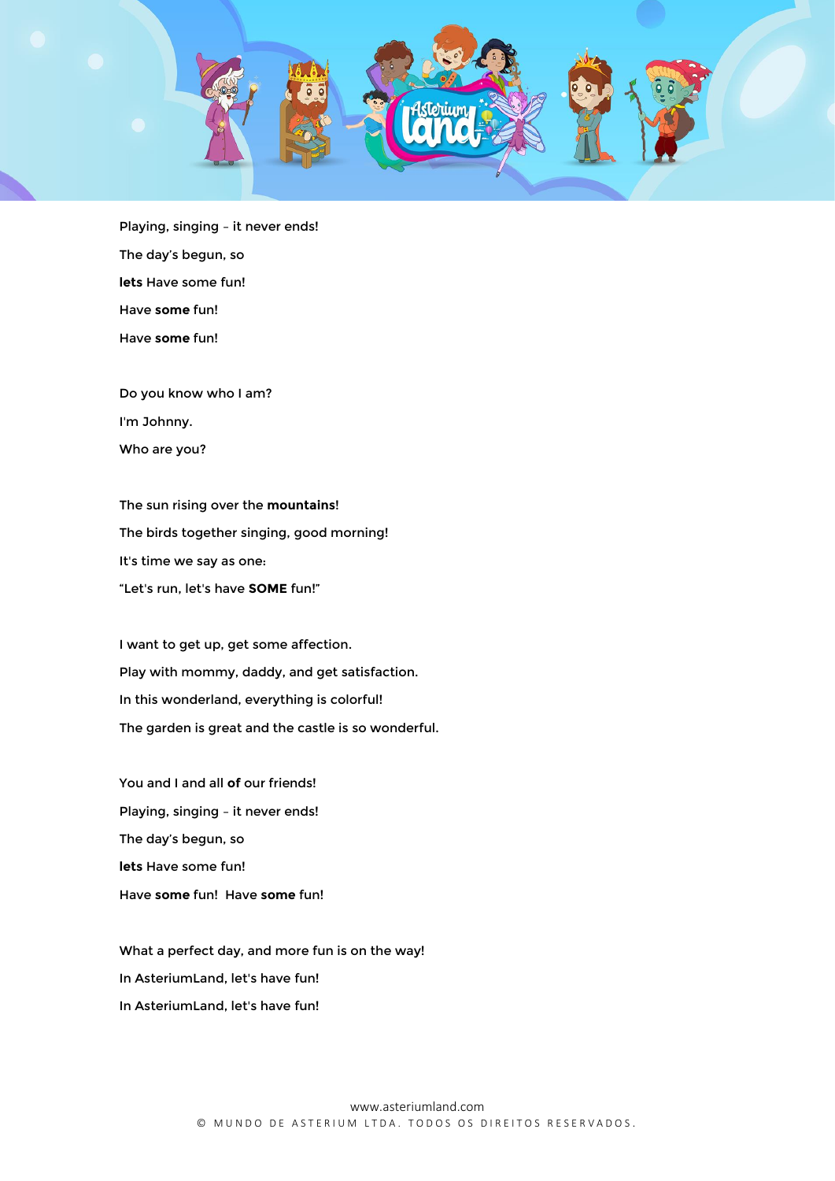Playing, singing – it never ends!

The day's begun, so

**lets** Have some fun!

Have **some** fun!

Have **some** fun!

Do you know who I am?

I'm Johnny.

Who are you?

The sun rising over the **mountains**!

The birds together singing, good morning!

It's time we say as one:

“Let's run, let's have **SOME** fun!”

I want to get up, get some affection.

Play with mommy, daddy, and get satisfaction.

In this wonderland, everything is colorful!

The garden is great and the castle is so wonderful.

You and I and all **of** our friends!

Playing, singing – it never ends!

The day's begun, so

**lets** Have some fun!

Have **some** fun!  Have **some** fun!

What a perfect day, and more fun is on the way!

In AsteriumLand, let's have fun!

In AsteriumLand, let's have fun!

www.asteriumland.com

© MUNDO DE ASTERIUM LTDA. TODOS OS DIREITOS RESERVADOS.